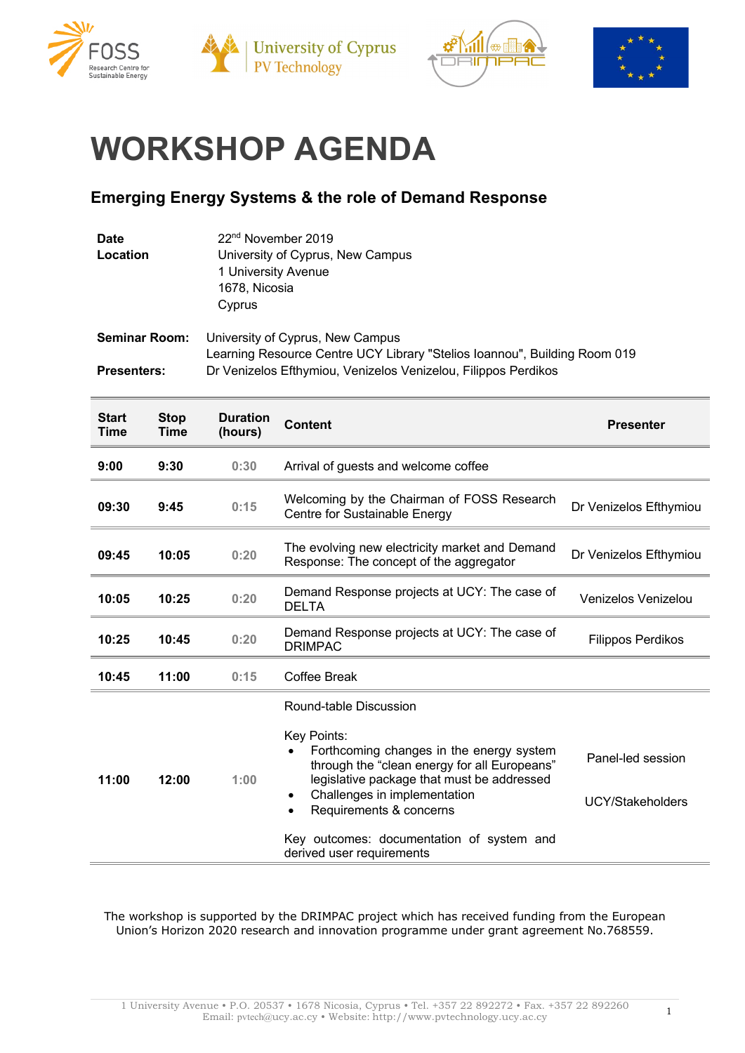# WORKSHOP AGENDA

## Emerging Energy Systems & the role of Demand Response

**Date** 22nd November 2019

**Location** University of Cyprus, New Campus
1 University Avenue
1678, Nicosia
Cyprus

**Seminar Room:** University of Cyprus, New Campus
Learning Resource Centre UCY Library "Stelios Ioannou", Building Room 019

**Presenters:** Dr Venizelos Efthymiou, Venizelos Venizelou, Filippos Perdikos

| Start Time | Stop Time | Duration (hours) | Content | Presenter |
|---|---|---|---|---|
| 9:00 | 9:30 | 0:30 | Arrival of guests and welcome coffee | |
| 09:30 | 9:45 | 0:15 | Welcoming by the Chairman of FOSS Research Centre for Sustainable Energy | Dr Venizelos Efthymiou |
| 09:45 | 10:05 | 0:20 | The evolving new electricity market and Demand Response: The concept of the aggregator | Dr Venizelos Efthymiou |
| 10:05 | 10:25 | 0:20 | Demand Response projects at UCY: The case of DELTA | Venizelos Venizelou |
| 10:25 | 10:45 | 0:20 | Demand Response projects at UCY: The case of DRIMPAC | Filippos Perdikos |
| 10:45 | 11:00 | 0:15 | Coffee Break | |
| 11:00 | 12:00 | 1:00 | Round-table Discussion<br><br>Key Points:<br>• Forthcoming changes in the energy system through the "clean energy for all Europeans" legislative package that must be addressed<br>• Challenges in implementation<br>• Requirements & concerns<br><br>Key outcomes: documentation of system and derived user requirements | Panel-led session<br><br>UCY/Stakeholders |

The workshop is supported by the DRIMPAC project which has received funding from the European Union's Horizon 2020 research and innovation programme under grant agreement No.768559.

1 University Avenue • P.O. 20537 • 1678 Nicosia, Cyprus • Tel. +357 22 892272 • Fax. +357 22 892260
Email: pvtech@ucy.ac.cy • Website: http://www.pvtechnology.ucy.ac.cy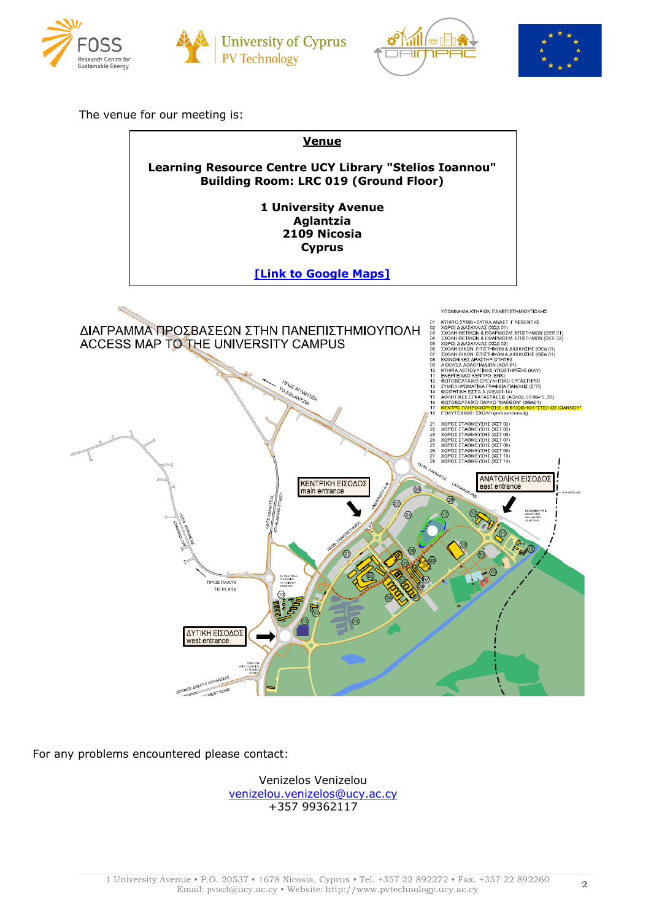The venue for our meeting is:

| |
| --- |
| **Venue** |
| **Learning Resource Centre UCY Library "Stelios Ioannou"** |
| **Building Room: LRC 019 (Ground Floor)** |
| **1 University Avenue** |
| **Aglantzia** |
| **2109 Nicosia** |
| **Cyprus** |
| **[Link to Google Maps]** |

ΔΙΑΓΡΑΜΜΑ ΠΡΟΣΒΑΣΕΩΝ ΣΤΗΝ ΠΑΝΕΠΙΣΤΗΜΙΟΥΠΟΛΗ
ACCESS MAP TO THE UNIVERSITY CAMPUS

ΥΠΟΜΝΗΜΑ ΚΤΗΡΙΩΝ ΠΑΝΕΠΙΣΤΗΜΙΟΥΠΟΛΗΣ

01 ΚΤΗΡΙΟ ΣΥΜΒ - ΣΥΓΚΑ ΑΝΑΣΤ Γ ΛΕΒΕΝΤΗΣ
02 ΧΩΡΟΙ ΔΙΔΑΣΚΑΛΙΑΣ (ΧΩΔ 01)
03 ΣΧΟΛΗ ΘΕΤΙΚΩΝ & ΕΦΑΡΜΟΣΜ. ΕΠΙΣΤΗΜΩΝ (ΘΕΕ 01)
04 ΣΧΟΛΗ ΘΕΤΙΚΩΝ & ΕΦΑΡΜΟΣΜ. ΕΠΙΣΤΗΜΩΝ (ΘΕΕ 02)
05 ΧΩΡΟΙ ΔΙΔΑΣΚΑΛΙΑΣ (ΧΩΔ 02)
06 ΣΧΟΛΗ ΟΙΚΟΝ. ΕΠΙΣΤΗΜΩΝ & ΔΙΟΙΚΗΣΗΣ (ΟΕΔ 01)
07 ΣΧΟΛΗ ΟΙΚΟΝ. ΕΠΙΣΤΗΜΩΝ & ΔΙΟΙΚΗΣΗΣ (ΟΕΔ 01)
08 ΚΟΙΝΩΝΙΚΕΣ ΔΡΑΣΤΗΡΙΟΤΗΤΕΣ
09 ΑΙΘΟΥΣΑ ΑΘΛΟΠΑΙΔΙΩΝ (ΑΘΑ 01)
10 ΚΤΗΡΙΑ ΛΕΙΤΟΥΡΓΙΚΗΣ ΥΠΟΣΤΗΡΙΞΗΣ (ΚΛΥ)
11 ΕΝΕΡΓΕΙΑΚΟ ΚΕΝΤΡΟ (ΕΝΚ)
12 ΦΩΤΟΒΟΛΤΑΪΚΟ ΕΡΕΥΝΗΤΙΚΟ ΕΡΓΑΣΤΗΡΙΟ
13 ΣΥΜΠΛΗΡΩΜΑΤΙΚΑ ΓΡΑΦΕΙΑ ΠΑΝ/ΛΗΣ (ΣΓΠ)
14 ΦΟΙΤΗΤΙΚΗ ΕΣΤΙΑ Α (ΦΕΑ01-14)
15 ΑΘΛΗΤΙΚΕΣ ΕΓΚΑΤΑΣΤΑΣΕΙΣ (ΑΘΛ02, 03 08-15, 20)
16 ΦΩΤΟΒΟΛΤΑΪΚΟ ΠΑΡΚΟ "ΦΑΕΘΩΝ" (ΦΒΑ01)
17 ΚΕΝΤΡΟ ΠΛΗΡΟΦΟΡΗΣΗΣ - ΒΙΒΛΙΟΘΗΚΗ "ΣΤΕΛΙΟΣ ΙΩΑΝΝΟΥ"
18 ΠΟΛΥΤΕΧΝΙΚΗ ΣΧΟΛΗ (υπό κατασκευή)

21 ΧΩΡΟΣ ΣΤΑΘΜΕΥΣΗΣ (ΧΣΤ 02)
22 ΧΩΡΟΣ ΣΤΑΘΜΕΥΣΗΣ (ΧΣΤ 03)
23 ΧΩΡΟΣ ΣΤΑΘΜΕΥΣΗΣ (ΧΣΤ 06)
24 ΧΩΡΟΣ ΣΤΑΘΜΕΥΣΗΣ (ΧΣΤ 07)
25 ΧΩΡΟΣ ΣΤΑΘΜΕΥΣΗΣ (ΧΣΤ 08)
26 ΧΩΡΟΣ ΣΤΑΘΜΕΥΣΗΣ (ΧΣΤ 09)
27 ΧΩΡΟΣ ΣΤΑΘΜΕΥΣΗΣ (ΧΣΤ 10)
28 ΧΩΡΟΣ ΣΤΑΘΜΕΥΣΗΣ (ΧΣΤ 14)

ΚΕΝΤΡΙΚΗ ΕΙΣΟΔΟΣ
main entrance

ΑΝΑΤΟΛΙΚΗ ΕΙΣΟΔΟΣ
east entrance

ΔΥΤΙΚΗ ΕΙΣΟΔΟΣ
west entrance

ΠΡΟΣ ΑΓΛΑΝΤΖΙΑ
TO AGLANTZIA

ΠΡΟΣ ΠΛΑΤΥ
TO PLATY

ΟΔΟΣ ΑΘΑΛΑΣΣΑΣ
ATHALASSAS STREET

ΛΕΩΦ. ΚΥΠΡΙΑΔΟΣ
KYPRIADOS AVE

ΛΕΩΦ. ΛΑΡΝΑΚΟΣ
LARNAKAS AVE

UNIVERSITY AVE

ΛΕΩΦ. ΠΑΝΕΠΙΣΤΗΜΙΟΥ

ΔΡΟΜΟΣ ΔΑΣΟΥΣ ΑΘΑΛΑΣΣΑΣ
FOREST ROAD

For any problems encountered please contact:

Venizelos Venizelou
venizelou.venizelos@ucy.ac.cy
+357 99362117